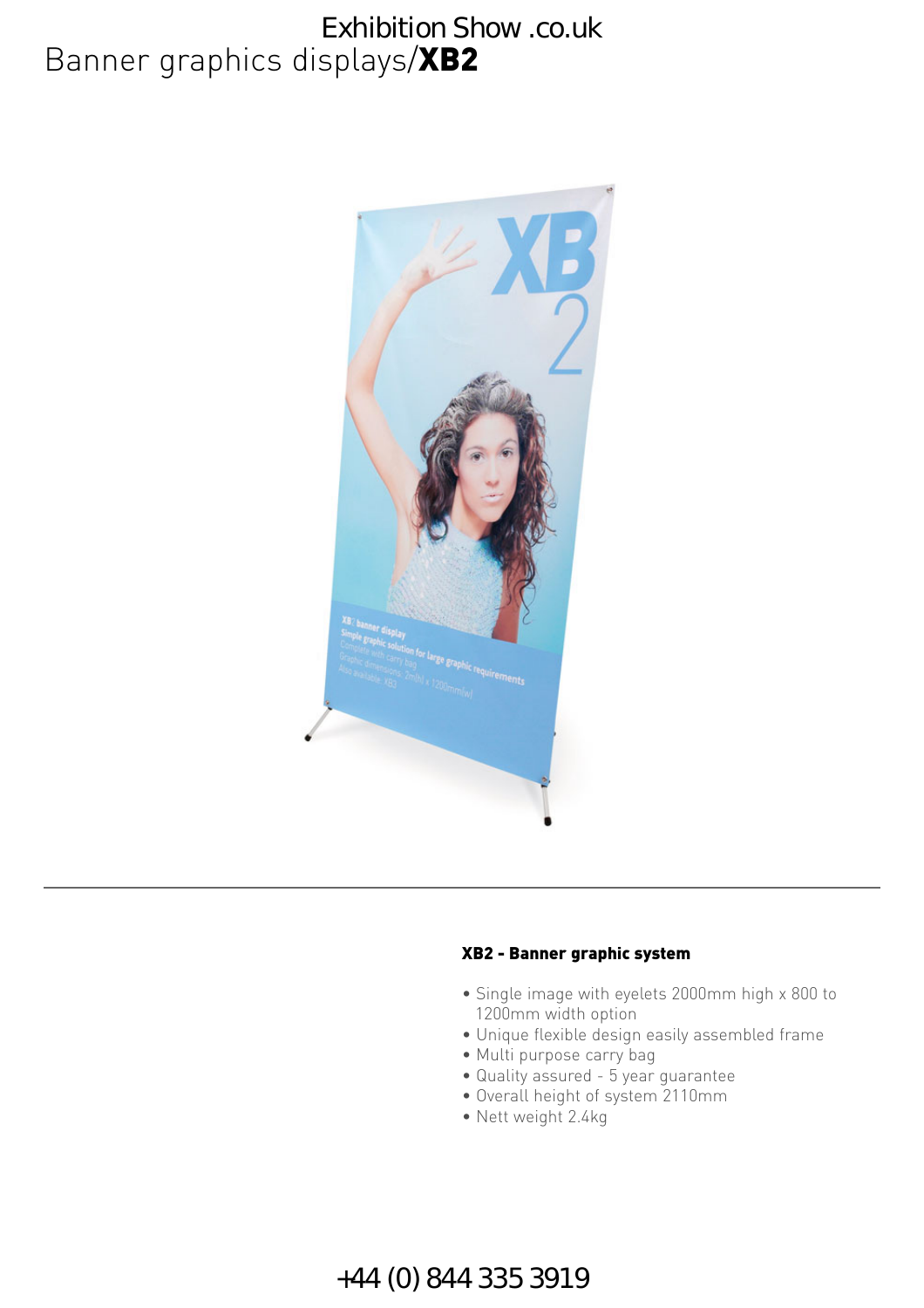Exhibition Show .co.uk

# Banner graphics displays/**XB2**

### XB2 - Banner graphic system

- Single image with eyelets 2000mm high x 800 to 1200mm width option
- Unique flexible design easily assembled frame
- Multi purpose carry bag
- Quality assured - 5 year guarantee
- Overall height of system 2110mm
- Nett weight 2.4kg

+44 (0) 844 335 3919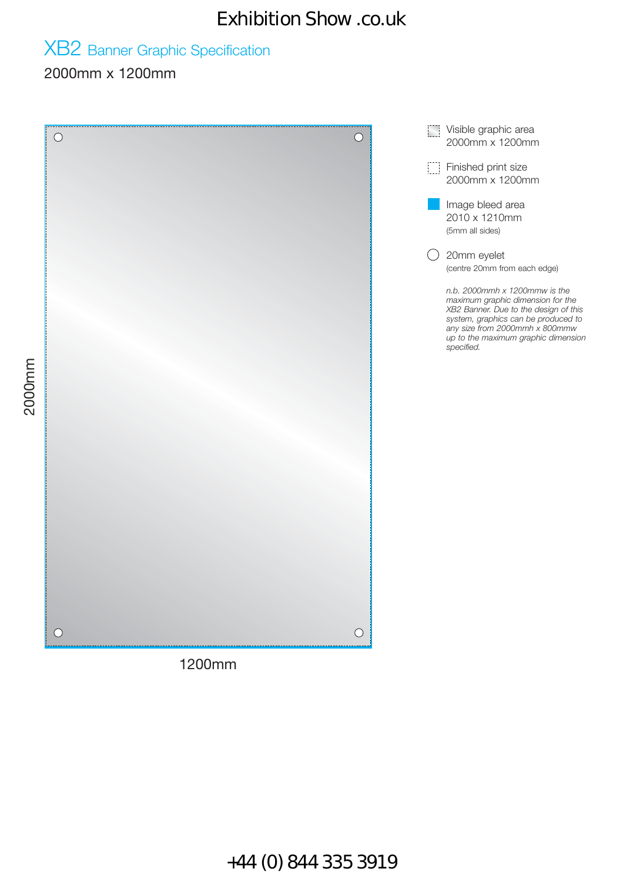Exhibition Show .co.uk

# XB2 Banner Graphic Specification

2000mm x 1200mm

2000mm

1200mm

Visible graphic area
2000mm x 1200mm

Finished print size
2000mm x 1200mm

Image bleed area
2010 x 1210mm
(5mm all sides)

20mm eyelet
(centre 20mm from each edge)

*n.b. 2000mmh x 1200mmw is the maximum graphic dimension for the XB2 Banner. Due to the design of this system, graphics can be produced to any size from 2000mmh x 800mmw up to the maximum graphic dimension specified.*

+44 (0) 844 335 3919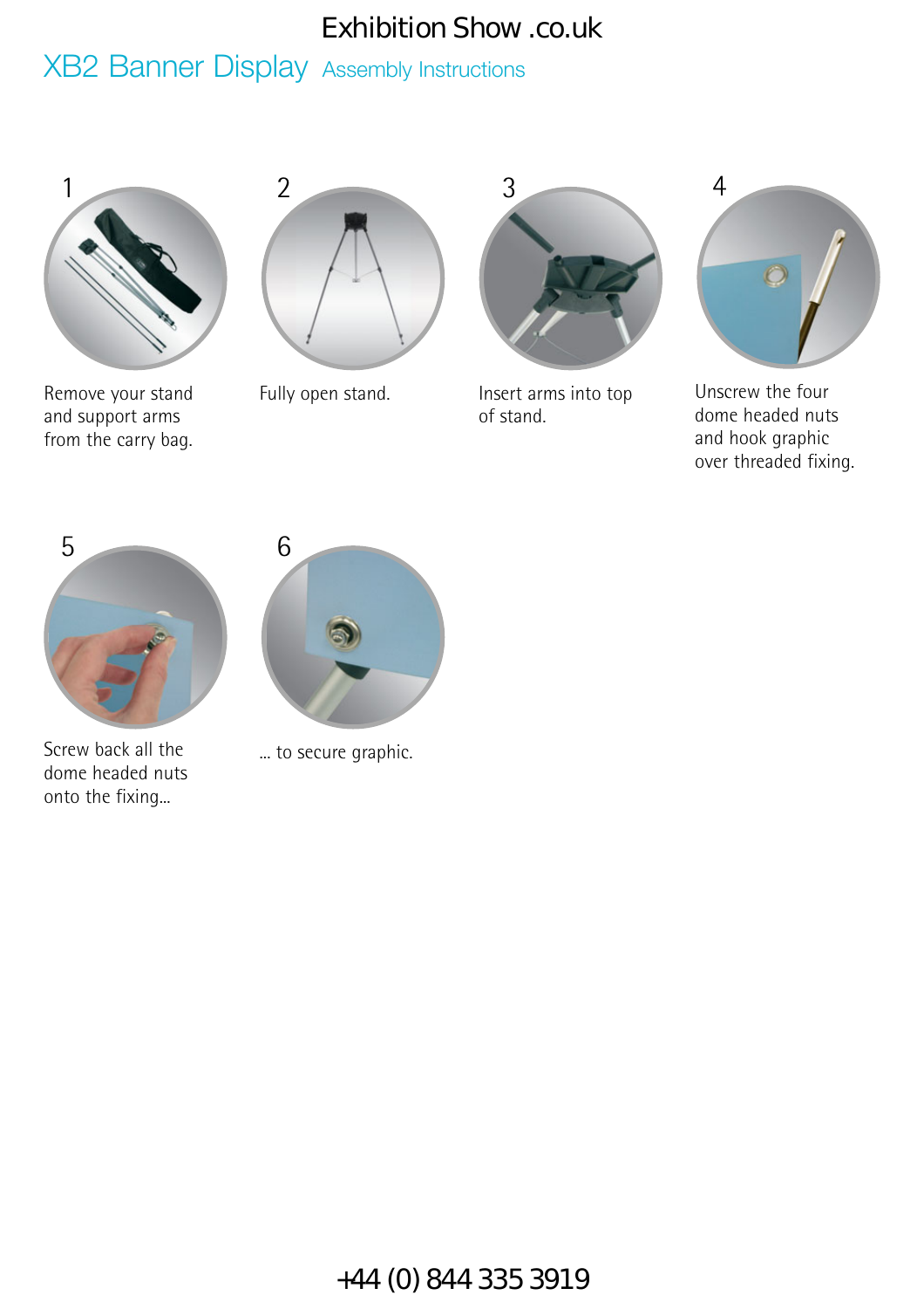Exhibition Show .co.uk

# XB2 Banner Display

## Assembly Instructions

1. Remove your stand and support arms from the carry bag.

2. Fully open stand.

3. Insert arms into top of stand.

4. Unscrew the four dome headed nuts and hook graphic over threaded fixing.

5. Screw back all the dome headed nuts onto the fixing...

6. ... to secure graphic.

+44 (0) 844 335 3919